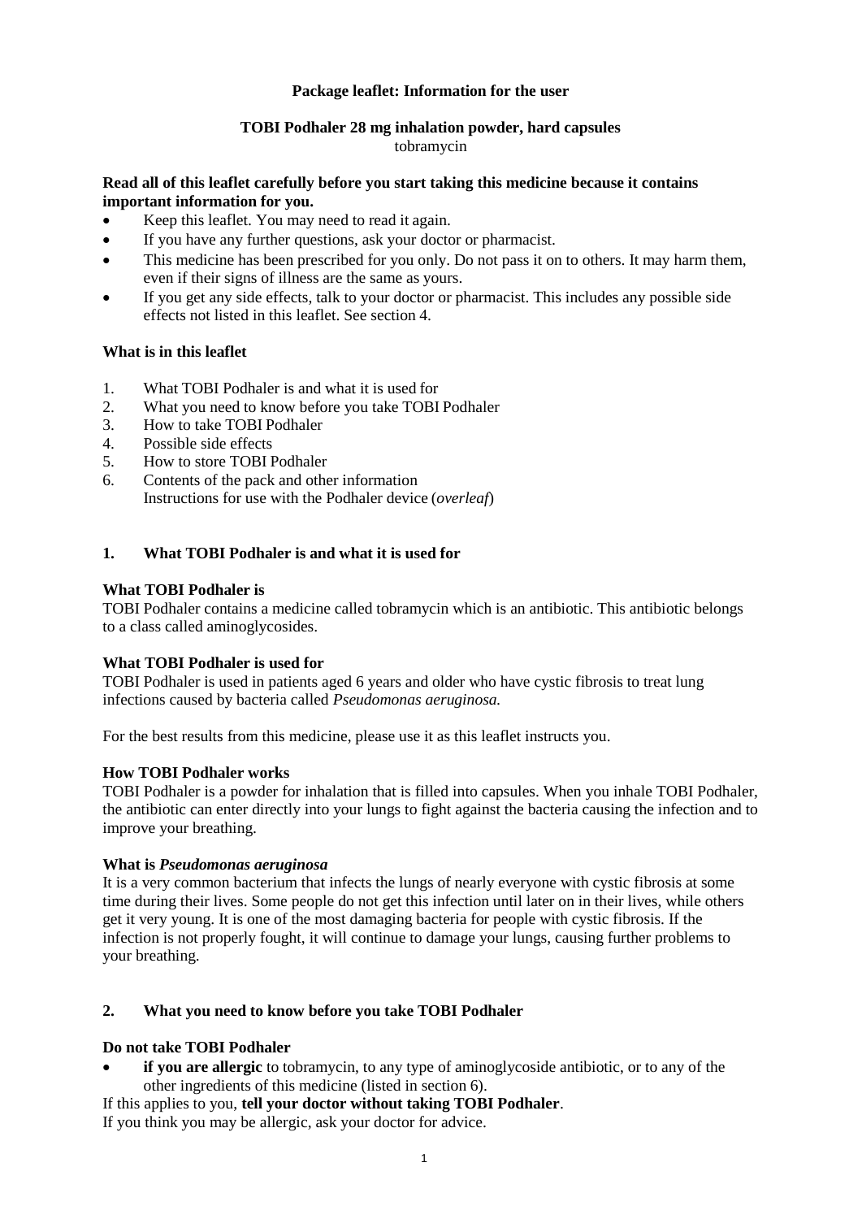**Package leaflet: Information for the user**

**TOBI Podhaler 28 mg inhalation powder, hard capsules**
tobramycin

**Read all of this leaflet carefully before you start taking this medicine because it contains important information for you.**

- Keep this leaflet. You may need to read it again.
- If you have any further questions, ask your doctor or pharmacist.
- This medicine has been prescribed for you only. Do not pass it on to others. It may harm them, even if their signs of illness are the same as yours.
- If you get any side effects, talk to your doctor or pharmacist. This includes any possible side effects not listed in this leaflet. See section 4.

**What is in this leaflet**

1. What TOBI Podhaler is and what it is used for
2. What you need to know before you take TOBI Podhaler
3. How to take TOBI Podhaler
4. Possible side effects
5. How to store TOBI Podhaler
6. Contents of the pack and other information
   Instructions for use with the Podhaler device (*overleaf*)

## 1. What TOBI Podhaler is and what it is used for

**What TOBI Podhaler is**
TOBI Podhaler contains a medicine called tobramycin which is an antibiotic. This antibiotic belongs to a class called aminoglycosides.

**What TOBI Podhaler is used for**
TOBI Podhaler is used in patients aged 6 years and older who have cystic fibrosis to treat lung infections caused by bacteria called *Pseudomonas aeruginosa.*

For the best results from this medicine, please use it as this leaflet instructs you.

**How TOBI Podhaler works**
TOBI Podhaler is a powder for inhalation that is filled into capsules. When you inhale TOBI Podhaler, the antibiotic can enter directly into your lungs to fight against the bacteria causing the infection and to improve your breathing.

**What is *Pseudomonas aeruginosa***
It is a very common bacterium that infects the lungs of nearly everyone with cystic fibrosis at some time during their lives. Some people do not get this infection until later on in their lives, while others get it very young. It is one of the most damaging bacteria for people with cystic fibrosis. If the infection is not properly fought, it will continue to damage your lungs, causing further problems to your breathing.

## 2. What you need to know before you take TOBI Podhaler

**Do not take TOBI Podhaler**

- **if you are allergic** to tobramycin, to any type of aminoglycoside antibiotic, or to any of the other ingredients of this medicine (listed in section 6).

If this applies to you, **tell your doctor without taking TOBI Podhaler**.
If you think you may be allergic, ask your doctor for advice.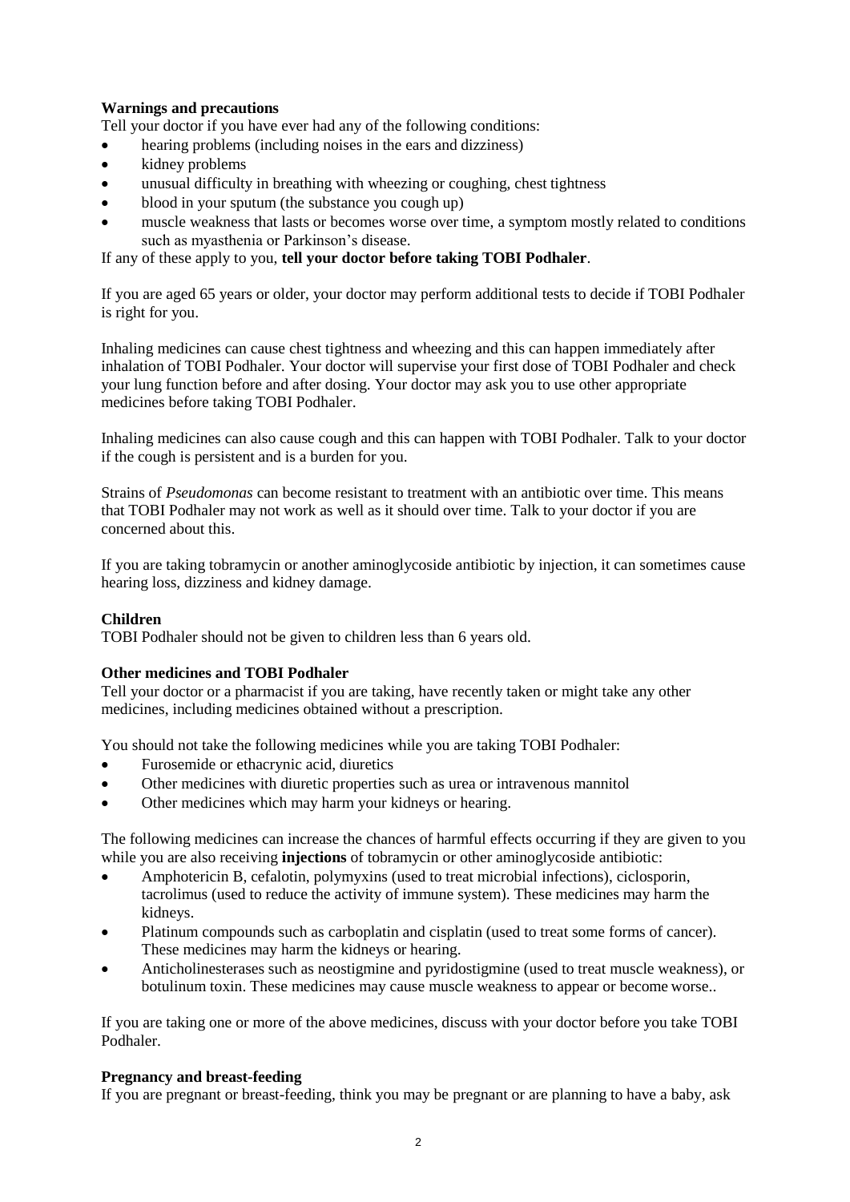**Warnings and precautions**

Tell your doctor if you have ever had any of the following conditions:

- hearing problems (including noises in the ears and dizziness)
- kidney problems
- unusual difficulty in breathing with wheezing or coughing, chest tightness
- blood in your sputum (the substance you cough up)
- muscle weakness that lasts or becomes worse over time, a symptom mostly related to conditions such as myasthenia or Parkinson's disease.

If any of these apply to you, **tell your doctor before taking TOBI Podhaler**.

If you are aged 65 years or older, your doctor may perform additional tests to decide if TOBI Podhaler is right for you.

Inhaling medicines can cause chest tightness and wheezing and this can happen immediately after inhalation of TOBI Podhaler. Your doctor will supervise your first dose of TOBI Podhaler and check your lung function before and after dosing. Your doctor may ask you to use other appropriate medicines before taking TOBI Podhaler.

Inhaling medicines can also cause cough and this can happen with TOBI Podhaler. Talk to your doctor if the cough is persistent and is a burden for you.

Strains of *Pseudomonas* can become resistant to treatment with an antibiotic over time. This means that TOBI Podhaler may not work as well as it should over time. Talk to your doctor if you are concerned about this.

If you are taking tobramycin or another aminoglycoside antibiotic by injection, it can sometimes cause hearing loss, dizziness and kidney damage.

**Children**

TOBI Podhaler should not be given to children less than 6 years old.

**Other medicines and TOBI Podhaler**

Tell your doctor or a pharmacist if you are taking, have recently taken or might take any other medicines, including medicines obtained without a prescription.

You should not take the following medicines while you are taking TOBI Podhaler:

- Furosemide or ethacrynic acid, diuretics
- Other medicines with diuretic properties such as urea or intravenous mannitol
- Other medicines which may harm your kidneys or hearing.

The following medicines can increase the chances of harmful effects occurring if they are given to you while you are also receiving **injections** of tobramycin or other aminoglycoside antibiotic:

- Amphotericin B, cefalotin, polymyxins (used to treat microbial infections), ciclosporin, tacrolimus (used to reduce the activity of immune system). These medicines may harm the kidneys.
- Platinum compounds such as carboplatin and cisplatin (used to treat some forms of cancer). These medicines may harm the kidneys or hearing.
- Anticholinesterases such as neostigmine and pyridostigmine (used to treat muscle weakness), or botulinum toxin. These medicines may cause muscle weakness to appear or become worse..

If you are taking one or more of the above medicines, discuss with your doctor before you take TOBI Podhaler.

**Pregnancy and breast-feeding**

If you are pregnant or breast-feeding, think you may be pregnant or are planning to have a baby, ask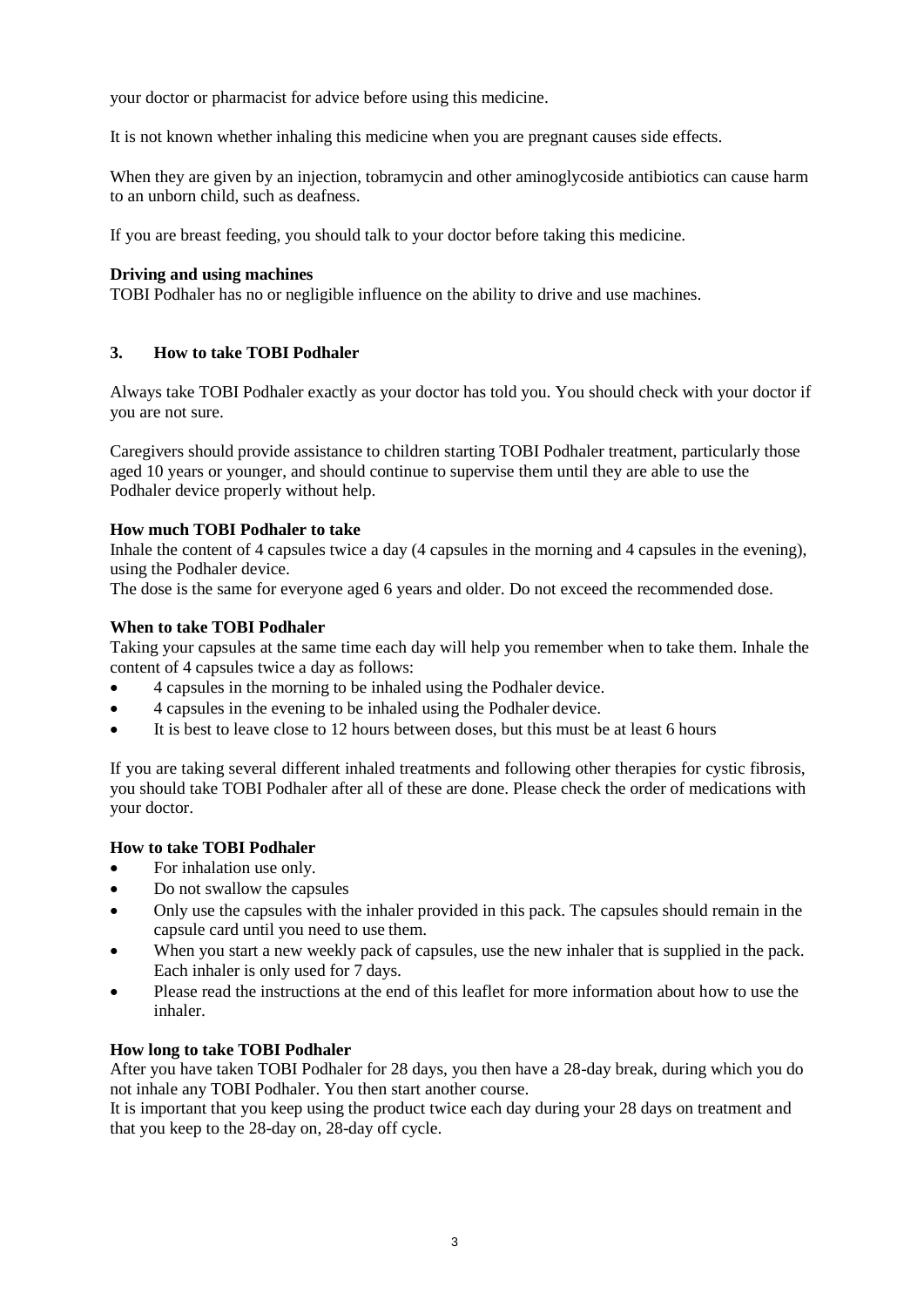your doctor or pharmacist for advice before using this medicine.

It is not known whether inhaling this medicine when you are pregnant causes side effects.

When they are given by an injection, tobramycin and other aminoglycoside antibiotics can cause harm to an unborn child, such as deafness.

If you are breast feeding, you should talk to your doctor before taking this medicine.

**Driving and using machines**
TOBI Podhaler has no or negligible influence on the ability to drive and use machines.

## 3. How to take TOBI Podhaler

Always take TOBI Podhaler exactly as your doctor has told you. You should check with your doctor if you are not sure.

Caregivers should provide assistance to children starting TOBI Podhaler treatment, particularly those aged 10 years or younger, and should continue to supervise them until they are able to use the Podhaler device properly without help.

**How much TOBI Podhaler to take**
Inhale the content of 4 capsules twice a day (4 capsules in the morning and 4 capsules in the evening), using the Podhaler device.
The dose is the same for everyone aged 6 years and older. Do not exceed the recommended dose.

**When to take TOBI Podhaler**
Taking your capsules at the same time each day will help you remember when to take them. Inhale the content of 4 capsules twice a day as follows:

- 4 capsules in the morning to be inhaled using the Podhaler device.
- 4 capsules in the evening to be inhaled using the Podhaler device.
- It is best to leave close to 12 hours between doses, but this must be at least 6 hours

If you are taking several different inhaled treatments and following other therapies for cystic fibrosis, you should take TOBI Podhaler after all of these are done. Please check the order of medications with your doctor.

**How to take TOBI Podhaler**

- For inhalation use only.
- Do not swallow the capsules
- Only use the capsules with the inhaler provided in this pack. The capsules should remain in the capsule card until you need to use them.
- When you start a new weekly pack of capsules, use the new inhaler that is supplied in the pack. Each inhaler is only used for 7 days.
- Please read the instructions at the end of this leaflet for more information about how to use the inhaler.

**How long to take TOBI Podhaler**
After you have taken TOBI Podhaler for 28 days, you then have a 28-day break, during which you do not inhale any TOBI Podhaler. You then start another course.
It is important that you keep using the product twice each day during your 28 days on treatment and that you keep to the 28-day on, 28-day off cycle.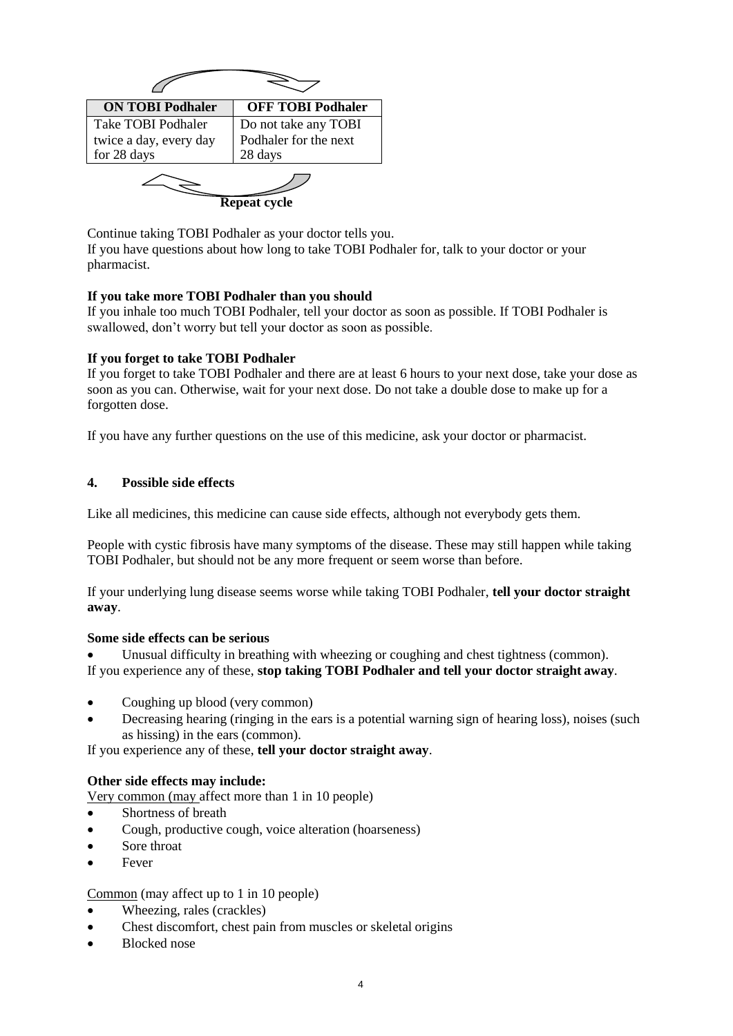| ON TOBI Podhaler | OFF TOBI Podhaler |
| --- | --- |
| Take TOBI Podhaler twice a day, every day for 28 days | Do not take any TOBI Podhaler for the next 28 days |

**Repeat cycle**

Continue taking TOBI Podhaler as your doctor tells you.
If you have questions about how long to take TOBI Podhaler for, talk to your doctor or your pharmacist.

**If you take more TOBI Podhaler than you should**
If you inhale too much TOBI Podhaler, tell your doctor as soon as possible. If TOBI Podhaler is swallowed, don't worry but tell your doctor as soon as possible.

**If you forget to take TOBI Podhaler**
If you forget to take TOBI Podhaler and there are at least 6 hours to your next dose, take your dose as soon as you can. Otherwise, wait for your next dose. Do not take a double dose to make up for a forgotten dose.

If you have any further questions on the use of this medicine, ask your doctor or pharmacist.

## 4. Possible side effects

Like all medicines, this medicine can cause side effects, although not everybody gets them.

People with cystic fibrosis have many symptoms of the disease. These may still happen while taking TOBI Podhaler, but should not be any more frequent or seem worse than before.

If your underlying lung disease seems worse while taking TOBI Podhaler, **tell your doctor straight away**.

**Some side effects can be serious**

- Unusual difficulty in breathing with wheezing or coughing and chest tightness (common).

If you experience any of these, **stop taking TOBI Podhaler and tell your doctor straight away**.

- Coughing up blood (very common)
- Decreasing hearing (ringing in the ears is a potential warning sign of hearing loss), noises (such as hissing) in the ears (common).

If you experience any of these, **tell your doctor straight away**.

**Other side effects may include:**

Very common (may affect more than 1 in 10 people)
- Shortness of breath
- Cough, productive cough, voice alteration (hoarseness)
- Sore throat
- Fever

Common (may affect up to 1 in 10 people)
- Wheezing, rales (crackles)
- Chest discomfort, chest pain from muscles or skeletal origins
- Blocked nose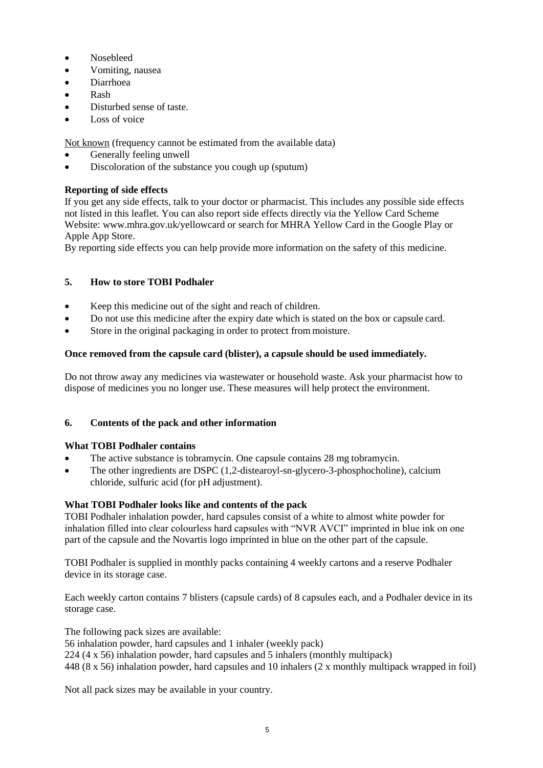- Nosebleed
- Vomiting, nausea
- Diarrhoea
- Rash
- Disturbed sense of taste.
- Loss of voice

Not known (frequency cannot be estimated from the available data)

- Generally feeling unwell
- Discoloration of the substance you cough up (sputum)

**Reporting of side effects**

If you get any side effects, talk to your doctor or pharmacist. This includes any possible side effects not listed in this leaflet. You can also report side effects directly via the Yellow Card Scheme Website: www.mhra.gov.uk/yellowcard or search for MHRA Yellow Card in the Google Play or Apple App Store.

By reporting side effects you can help provide more information on the safety of this medicine.

## 5. How to store TOBI Podhaler

- Keep this medicine out of the sight and reach of children.
- Do not use this medicine after the expiry date which is stated on the box or capsule card.
- Store in the original packaging in order to protect from moisture.

**Once removed from the capsule card (blister), a capsule should be used immediately.**

Do not throw away any medicines via wastewater or household waste. Ask your pharmacist how to dispose of medicines you no longer use. These measures will help protect the environment.

## 6. Contents of the pack and other information

**What TOBI Podhaler contains**

- The active substance is tobramycin. One capsule contains 28 mg tobramycin.
- The other ingredients are DSPC (1,2-distearoyl-sn-glycero-3-phosphocholine), calcium chloride, sulfuric acid (for pH adjustment).

**What TOBI Podhaler looks like and contents of the pack**

TOBI Podhaler inhalation powder, hard capsules consist of a white to almost white powder for inhalation filled into clear colourless hard capsules with "NVR AVCI" imprinted in blue ink on one part of the capsule and the Novartis logo imprinted in blue on the other part of the capsule.

TOBI Podhaler is supplied in monthly packs containing 4 weekly cartons and a reserve Podhaler device in its storage case.

Each weekly carton contains 7 blisters (capsule cards) of 8 capsules each, and a Podhaler device in its storage case.

The following pack sizes are available:
56 inhalation powder, hard capsules and 1 inhaler (weekly pack)
224 (4 x 56) inhalation powder, hard capsules and 5 inhalers (monthly multipack)
448 (8 x 56) inhalation powder, hard capsules and 10 inhalers (2 x monthly multipack wrapped in foil)

Not all pack sizes may be available in your country.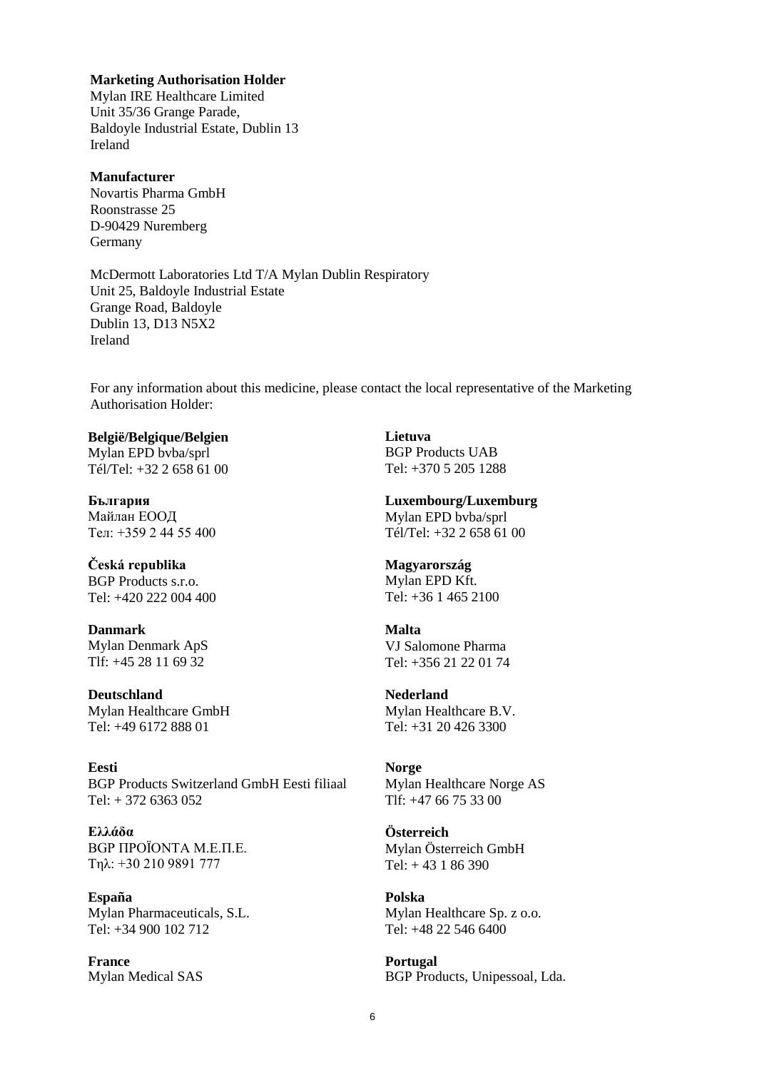**Marketing Authorisation Holder**
Mylan IRE Healthcare Limited
Unit 35/36 Grange Parade,
Baldoyle Industrial Estate, Dublin 13
Ireland

**Manufacturer**
Novartis Pharma GmbH
Roonstrasse 25
D-90429 Nuremberg
Germany

McDermott Laboratories Ltd T/A Mylan Dublin Respiratory
Unit 25, Baldoyle Industrial Estate
Grange Road, Baldoyle
Dublin 13, D13 N5X2
Ireland

For any information about this medicine, please contact the local representative of the Marketing Authorisation Holder:

**België/Belgique/Belgien**
Mylan EPD bvba/sprl
Tél/Tel: +32 2 658 61 00

**България**
Майлан ЕООД
Тел: +359 2 44 55 400

**Česká republika**
BGP Products s.r.o.
Tel: +420 222 004 400

**Danmark**
Mylan Denmark ApS
Tlf: +45 28 11 69 32

**Deutschland**
Mylan Healthcare GmbH
Tel: +49 6172 888 01

**Eesti**
BGP Products Switzerland GmbH Eesti filiaal
Tel: + 372 6363 052

**Ελλάδα**
BGP ΠΡΟΪΟΝΤΑ Μ.Ε.Π.Ε.
Τηλ: +30 210 9891 777

**España**
Mylan Pharmaceuticals, S.L.
Tel: +34 900 102 712

**France**
Mylan Medical SAS

**Lietuva**
BGP Products UAB
Tel: +370 5 205 1288

**Luxembourg/Luxemburg**
Mylan EPD bvba/sprl
Tél/Tel: +32 2 658 61 00

**Magyarország**
Mylan EPD Kft.
Tel: +36 1 465 2100

**Malta**
VJ Salomone Pharma
Tel: +356 21 22 01 74

**Nederland**
Mylan Healthcare B.V.
Tel: +31 20 426 3300

**Norge**
Mylan Healthcare Norge AS
Tlf: +47 66 75 33 00

**Österreich**
Mylan Österreich GmbH
Tel: + 43 1 86 390

**Polska**
Mylan Healthcare Sp. z o.o.
Tel: +48 22 546 6400

**Portugal**
BGP Products, Unipessoal, Lda.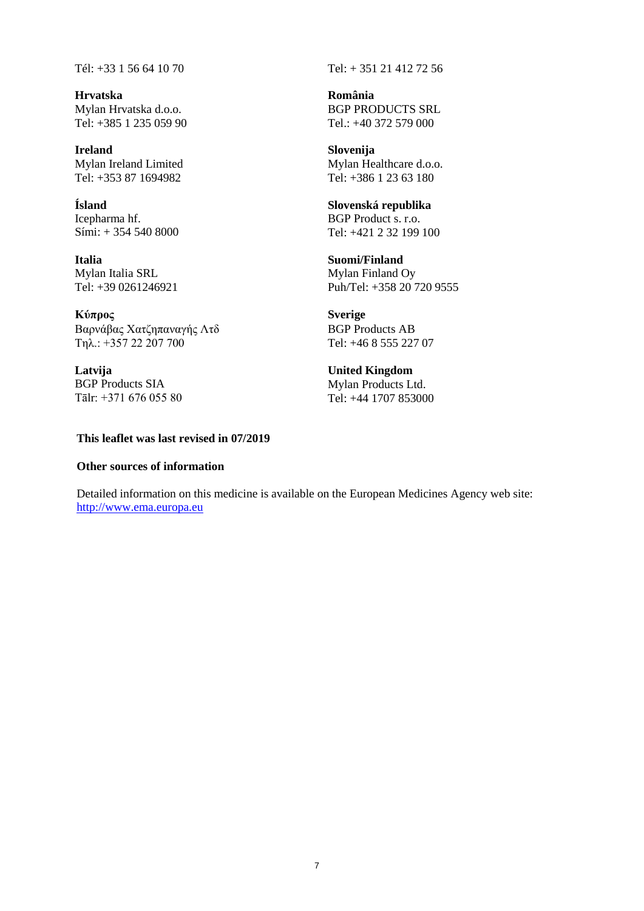Tél: +33 1 56 64 10 70

**Hrvatska**
Mylan Hrvatska d.o.o.
Tel: +385 1 235 059 90

**Ireland**
Mylan Ireland Limited
Tel: +353 87 1694982

**Ísland**
Icepharma hf.
Sími: + 354 540 8000

**Italia**
Mylan Italia SRL
Tel: +39 0261246921

**Κύπρος**
Βαρνάβας Χατζηπαναγής Λτδ
Τηλ.: +357 22 207 700

**Latvija**
BGP Products SIA
Tālr: +371 676 055 80

Tel: + 351 21 412 72 56

**România**
BGP PRODUCTS SRL
Tel.: +40 372 579 000

**Slovenija**
Mylan Healthcare d.o.o.
Tel: +386 1 23 63 180

**Slovenská republika**
BGP Product s. r.o.
Tel: +421 2 32 199 100

**Suomi/Finland**
Mylan Finland Oy
Puh/Tel: +358 20 720 9555

**Sverige**
BGP Products AB
Tel: +46 8 555 227 07

**United Kingdom**
Mylan Products Ltd.
Tel: +44 1707 853000

**This leaflet was last revised in 07/2019**

**Other sources of information**

Detailed information on this medicine is available on the European Medicines Agency web site: http://www.ema.europa.eu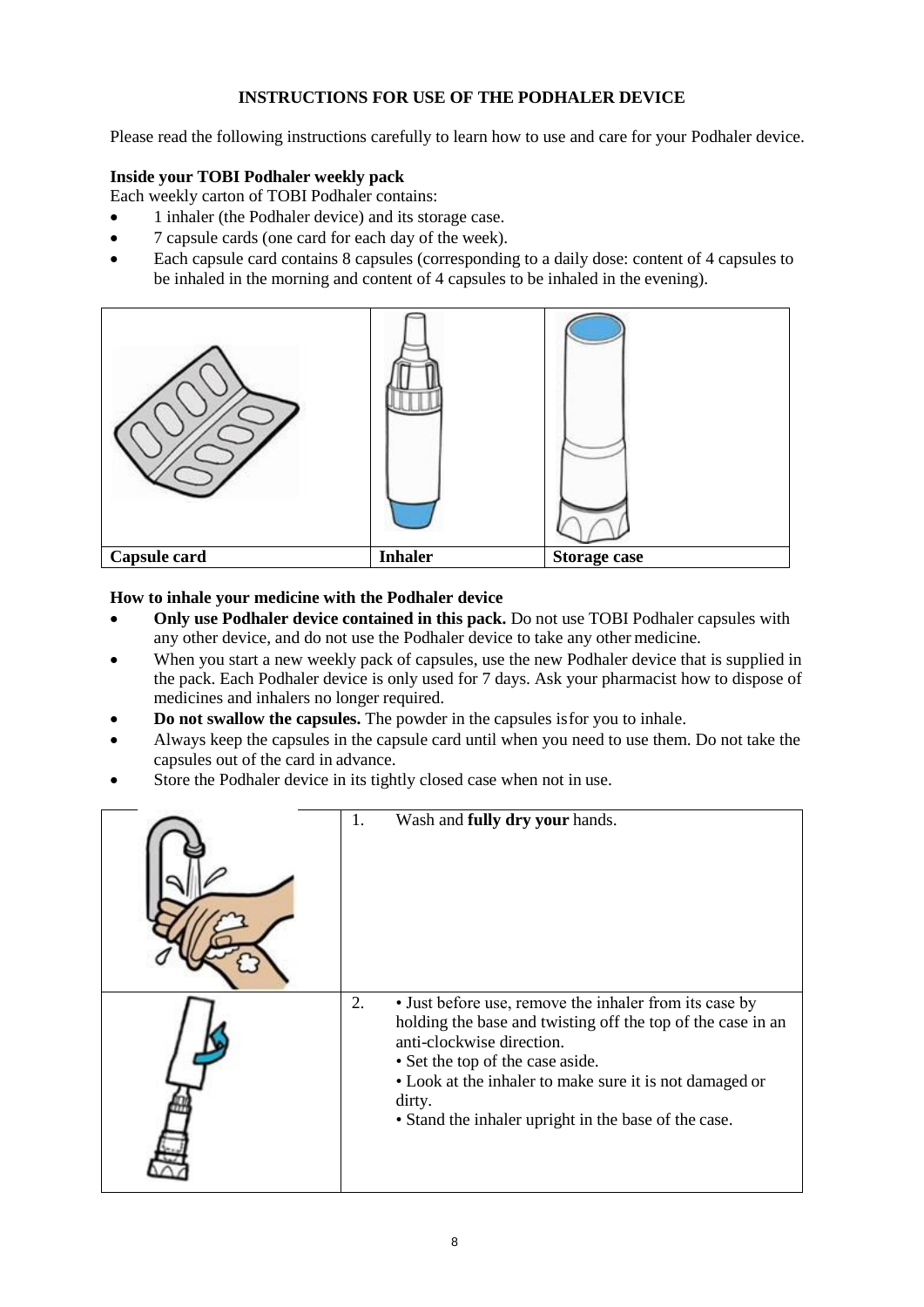**INSTRUCTIONS FOR USE OF THE PODHALER DEVICE**

Please read the following instructions carefully to learn how to use and care for your Podhaler device.

**Inside your TOBI Podhaler weekly pack**

Each weekly carton of TOBI Podhaler contains:

- 1 inhaler (the Podhaler device) and its storage case.
- 7 capsule cards (one card for each day of the week).
- Each capsule card contains 8 capsules (corresponding to a daily dose: content of 4 capsules to be inhaled in the morning and content of 4 capsules to be inhaled in the evening).

| Capsule card | Inhaler | Storage case |
|---|---|---|

**How to inhale your medicine with the Podhaler device**

- **Only use Podhaler device contained in this pack.** Do not use TOBI Podhaler capsules with any other device, and do not use the Podhaler device to take any other medicine.
- When you start a new weekly pack of capsules, use the new Podhaler device that is supplied in the pack. Each Podhaler device is only used for 7 days. Ask your pharmacist how to dispose of medicines and inhalers no longer required.
- **Do not swallow the capsules.** The powder in the capsules is for you to inhale.
- Always keep the capsules in the capsule card until when you need to use them. Do not take the capsules out of the card in advance.
- Store the Podhaler device in its tightly closed case when not in use.

| | |
|---|---|
| | 1. Wash and **fully dry your** hands. |
| | 2. • Just before use, remove the inhaler from its case by holding the base and twisting off the top of the case in an anti-clockwise direction.<br>• Set the top of the case aside.<br>• Look at the inhaler to make sure it is not damaged or dirty.<br>• Stand the inhaler upright in the base of the case. |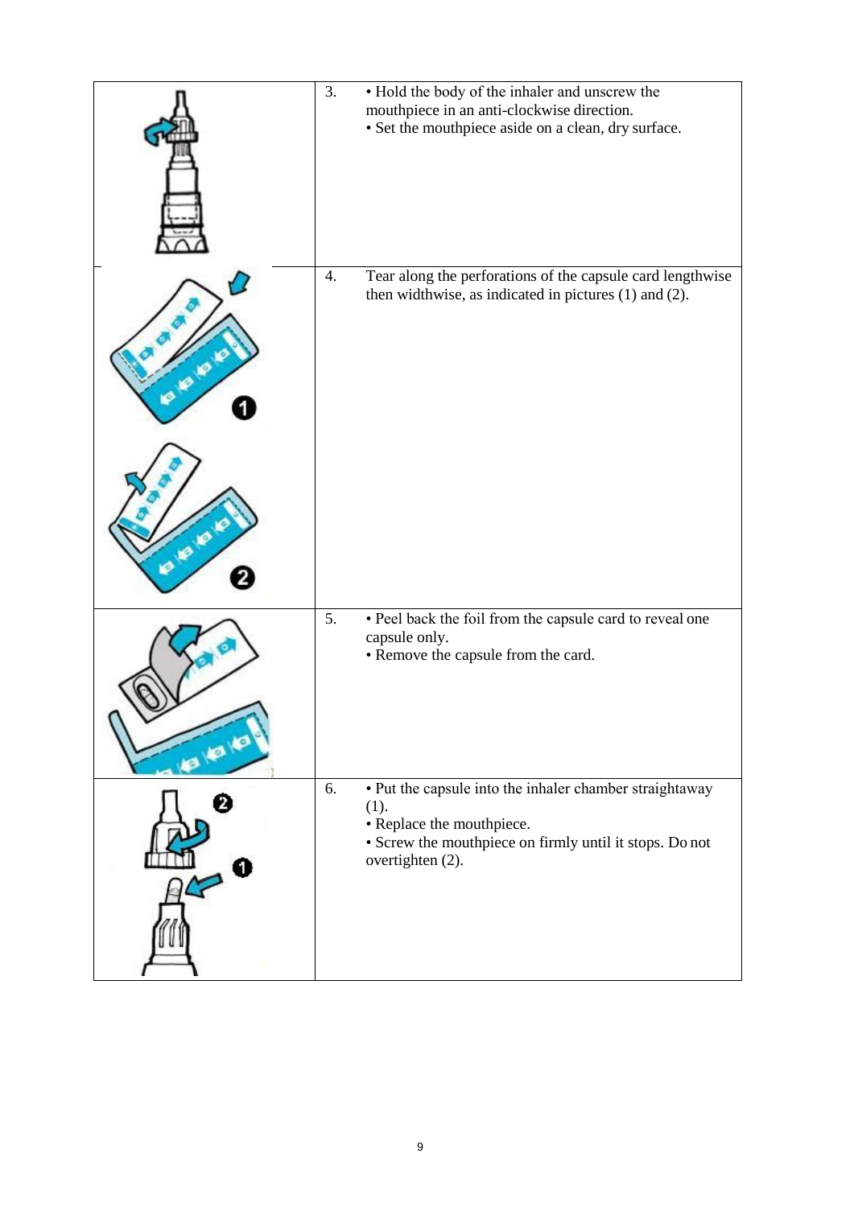| | | |
|---|---|---|
| | 3. | • Hold the body of the inhaler and unscrew the mouthpiece in an anti-clockwise direction.<br>• Set the mouthpiece aside on a clean, dry surface. |
| | 4. | Tear along the perforations of the capsule card lengthwise then widthwise, as indicated in pictures (1) and (2). |
| | 5. | • Peel back the foil from the capsule card to reveal one capsule only.<br>• Remove the capsule from the card. |
| | 6. | • Put the capsule into the inhaler chamber straightaway (1).<br>• Replace the mouthpiece.<br>• Screw the mouthpiece on firmly until it stops. Do not overtighten (2). |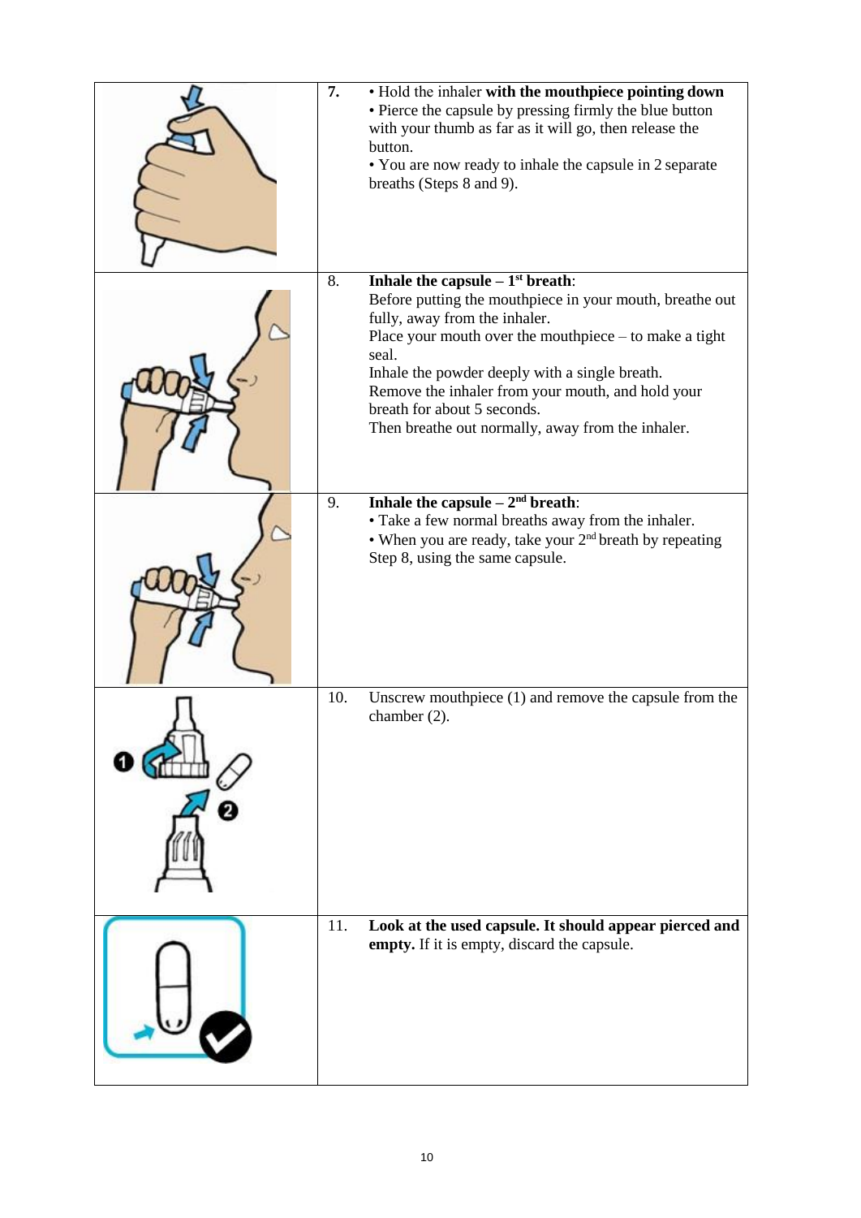| | | |
|---|---|---|
| | **7.** | • Hold the inhaler **with the mouthpiece pointing down**<br>• Pierce the capsule by pressing firmly the blue button with your thumb as far as it will go, then release the button.<br>• You are now ready to inhale the capsule in 2 separate breaths (Steps 8 and 9). |
| | 8. | **Inhale the capsule – 1st breath**:<br>Before putting the mouthpiece in your mouth, breathe out fully, away from the inhaler.<br>Place your mouth over the mouthpiece – to make a tight seal.<br>Inhale the powder deeply with a single breath.<br>Remove the inhaler from your mouth, and hold your breath for about 5 seconds.<br>Then breathe out normally, away from the inhaler. |
| | 9. | **Inhale the capsule – 2nd breath**:<br>• Take a few normal breaths away from the inhaler.<br>• When you are ready, take your 2nd breath by repeating Step 8, using the same capsule. |
| | 10. | Unscrew mouthpiece (1) and remove the capsule from the chamber (2). |
| | 11. | **Look at the used capsule. It should appear pierced and empty.** If it is empty, discard the capsule. |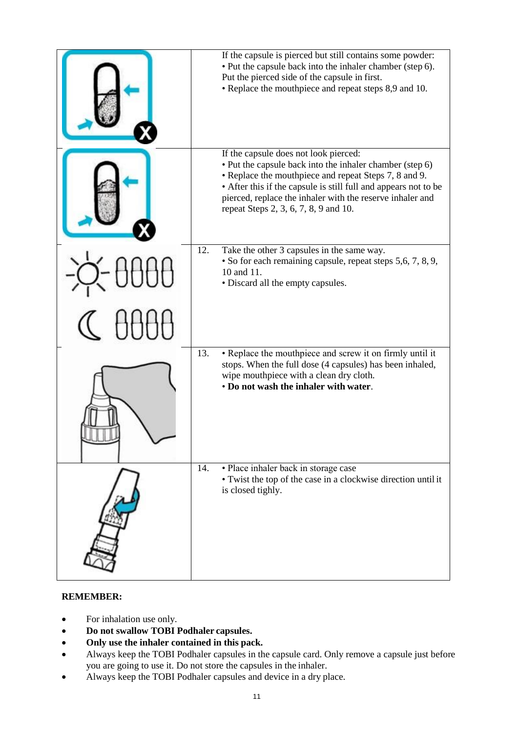| | | |
|---|---|---|
| | | If the capsule is pierced but still contains some powder:<br>• Put the capsule back into the inhaler chamber (step 6). Put the pierced side of the capsule in first.<br>• Replace the mouthpiece and repeat steps 8,9 and 10. |
| | | If the capsule does not look pierced:<br>• Put the capsule back into the inhaler chamber (step 6)<br>• Replace the mouthpiece and repeat Steps 7, 8 and 9.<br>• After this if the capsule is still full and appears not to be pierced, replace the inhaler with the reserve inhaler and repeat Steps 2, 3, 6, 7, 8, 9 and 10. |
| | 12. | Take the other 3 capsules in the same way.<br>• So for each remaining capsule, repeat steps 5,6, 7, 8, 9, 10 and 11.<br>• Discard all the empty capsules. |
| | 13. | • Replace the mouthpiece and screw it on firmly until it stops. When the full dose (4 capsules) has been inhaled, wipe mouthpiece with a clean dry cloth.<br>• **Do not wash the inhaler with water**. |
| | 14. | • Place inhaler back in storage case<br>• Twist the top of the case in a clockwise direction until it is closed tighly. |

**REMEMBER:**

- For inhalation use only.
- **Do not swallow TOBI Podhaler capsules.**
- **Only use the inhaler contained in this pack.**
- Always keep the TOBI Podhaler capsules in the capsule card. Only remove a capsule just before you are going to use it. Do not store the capsules in the inhaler.
- Always keep the TOBI Podhaler capsules and device in a dry place.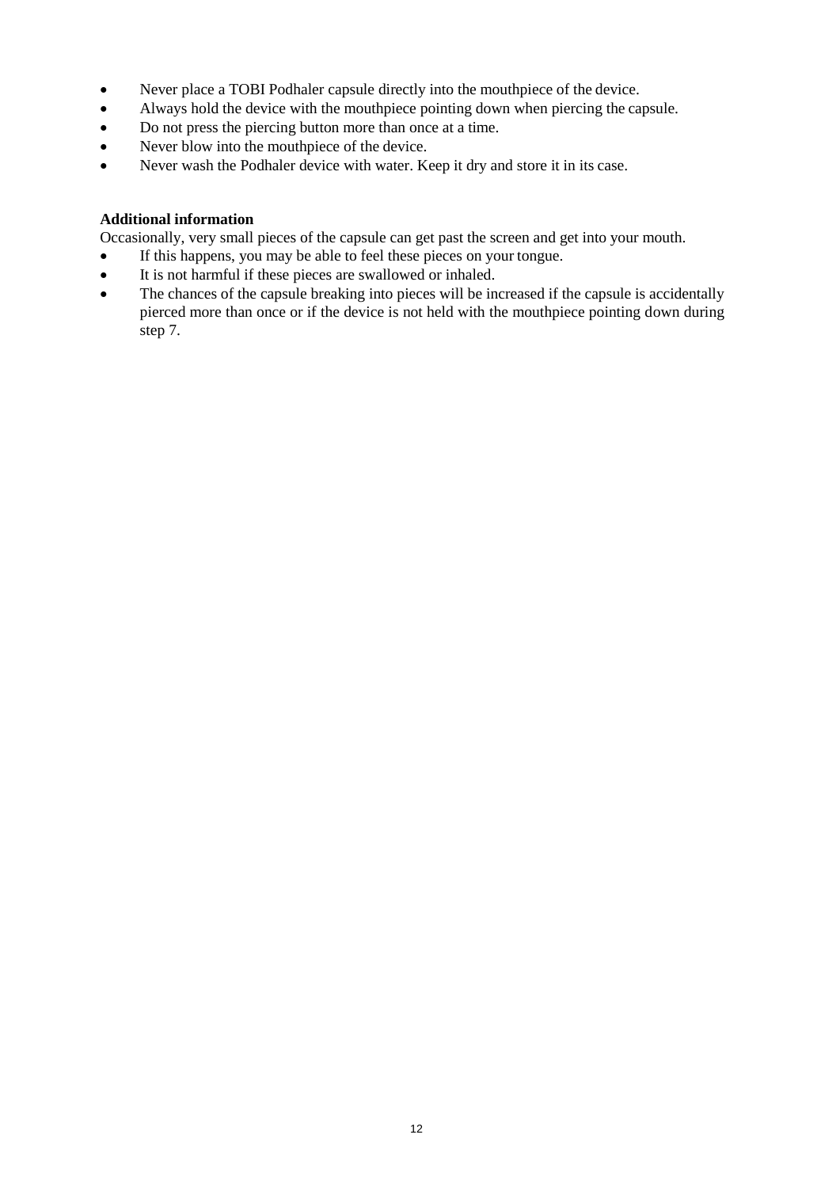- Never place a TOBI Podhaler capsule directly into the mouthpiece of the device.
- Always hold the device with the mouthpiece pointing down when piercing the capsule.
- Do not press the piercing button more than once at a time.
- Never blow into the mouthpiece of the device.
- Never wash the Podhaler device with water. Keep it dry and store it in its case.

**Additional information**

Occasionally, very small pieces of the capsule can get past the screen and get into your mouth.

- If this happens, you may be able to feel these pieces on your tongue.
- It is not harmful if these pieces are swallowed or inhaled.
- The chances of the capsule breaking into pieces will be increased if the capsule is accidentally pierced more than once or if the device is not held with the mouthpiece pointing down during step 7.